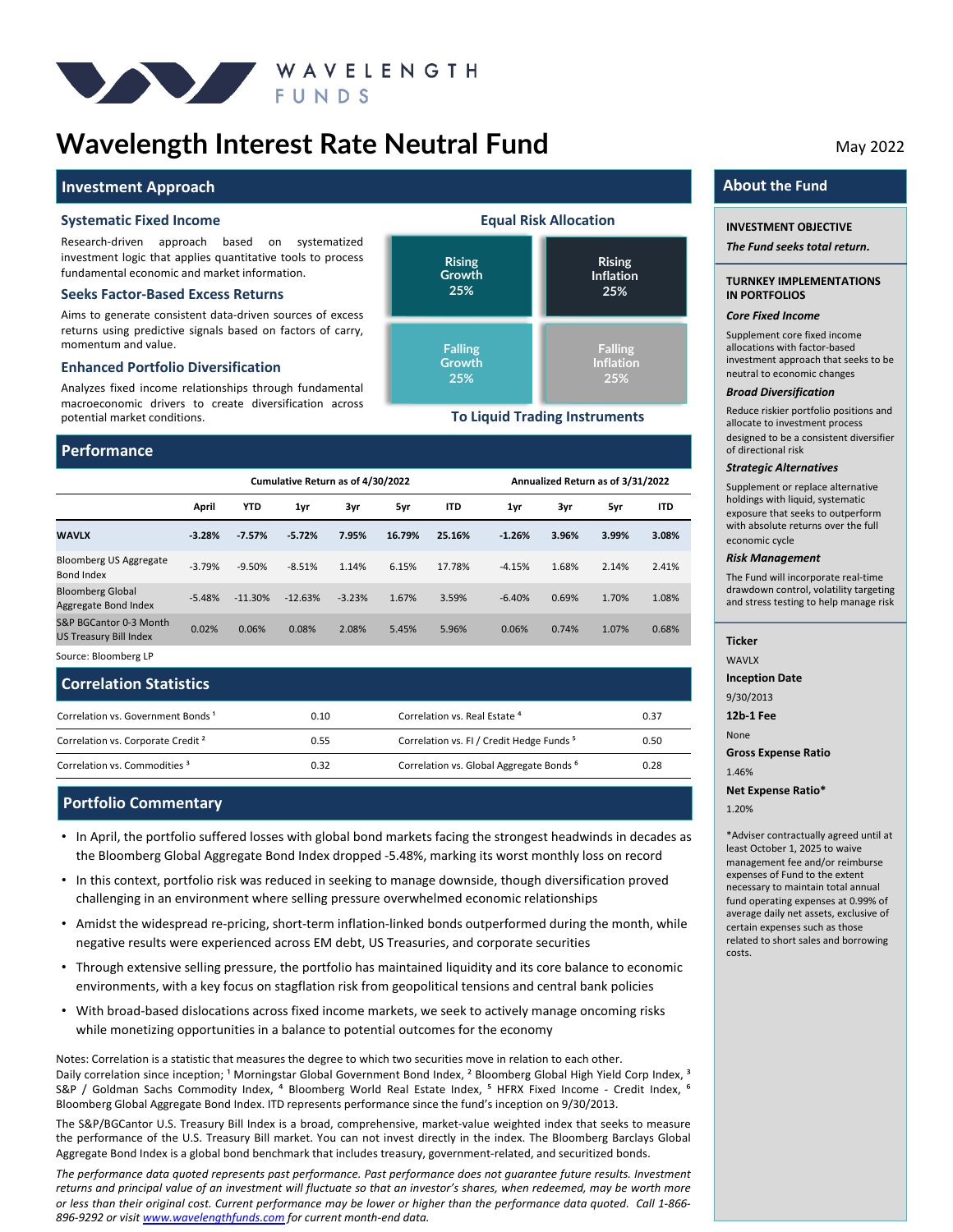WAVELENGTH FUNDS

# Wavelength Interest Rate Neutral Fund

May 2022

## Investment Approach

### Systematic Fixed Income

Research-driven approach based on systematized investment logic that applies quantitative tools to process fundamental economic and market information.

### Seeks Factor-Based Excess Returns

Aims to generate consistent data-driven sources of excess returns using predictive signals based on factors of carry, momentum and value.

### Enhanced Portfolio Diversification

Analyzes fixed income relationships through fundamental macroeconomic drivers to create diversification across potential market conditions.

### Equal Risk Allocation

| | |
|---|---|
| Rising Growth 25% | Rising Inflation 25% |
| Falling Growth 25% | Falling Inflation 25% |

**To Liquid Trading Instruments**

## Performance

| | Cumulative Return as of 4/30/2022 | | | | | | Annualized Return as of 3/31/2022 | | | |
|---|---|---|---|---|---|---|---|---|---|---|
| | April | YTD | 1yr | 3yr | 5yr | ITD | 1yr | 3yr | 5yr | ITD |
| **WAVLX** | **-3.28%** | **-7.57%** | **-5.72%** | **7.95%** | **16.79%** | **25.16%** | **-1.26%** | **3.96%** | **3.99%** | **3.08%** |
| Bloomberg US Aggregate Bond Index | -3.79% | -9.50% | -8.51% | 1.14% | 6.15% | 17.78% | -4.15% | 1.68% | 2.14% | 2.41% |
| Bloomberg Global Aggregate Bond Index | -5.48% | -11.30% | -12.63% | -3.23% | 1.67% | 3.59% | -6.40% | 0.69% | 1.70% | 1.08% |
| S&P BGCantor 0-3 Month US Treasury Bill Index | 0.02% | 0.06% | 0.08% | 2.08% | 5.45% | 5.96% | 0.06% | 0.74% | 1.07% | 0.68% |

Source: Bloomberg LP

## Correlation Statistics

| | | | |
|---|---|---|---|
| Correlation vs. Government Bonds [1] | 0.10 | Correlation vs. Real Estate [4] | 0.37 |
| Correlation vs. Corporate Credit [2] | 0.55 | Correlation vs. FI / Credit Hedge Funds [5] | 0.50 |
| Correlation vs. Commodities [3] | 0.32 | Correlation vs. Global Aggregate Bonds [6] | 0.28 |

## Portfolio Commentary

- In April, the portfolio suffered losses with global bond markets facing the strongest headwinds in decades as the Bloomberg Global Aggregate Bond Index dropped -5.48%, marking its worst monthly loss on record
- In this context, portfolio risk was reduced in seeking to manage downside, though diversification proved challenging in an environment where selling pressure overwhelmed economic relationships
- Amidst the widespread re-pricing, short-term inflation-linked bonds outperformed during the month, while negative results were experienced across EM debt, US Treasuries, and corporate securities
- Through extensive selling pressure, the portfolio has maintained liquidity and its core balance to economic environments, with a key focus on stagflation risk from geopolitical tensions and central bank policies
- With broad-based dislocations across fixed income markets, we seek to actively manage oncoming risks while monetizing opportunities in a balance to potential outcomes for the economy

Notes: Correlation is a statistic that measures the degree to which two securities move in relation to each other. Daily correlation since inception; [1] Morningstar Global Government Bond Index, [2] Bloomberg Global High Yield Corp Index, [3] S&P / Goldman Sachs Commodity Index, [4] Bloomberg World Real Estate Index, [5] HFRX Fixed Income - Credit Index, [6] Bloomberg Global Aggregate Bond Index. ITD represents performance since the fund's inception on 9/30/2013.

The S&P/BGCantor U.S. Treasury Bill Index is a broad, comprehensive, market-value weighted index that seeks to measure the performance of the U.S. Treasury Bill market. You can not invest directly in the index. The Bloomberg Barclays Global Aggregate Bond Index is a global bond benchmark that includes treasury, government-related, and securitized bonds.

*The performance data quoted represents past performance. Past performance does not guarantee future results. Investment returns and principal value of an investment will fluctuate so that an investor's shares, when redeemed, may be worth more or less than their original cost. Current performance may be lower or higher than the performance data quoted. Call 1-866-896-9292 or visit www.wavelengthfunds.com for current month-end data.*

## About the Fund

**INVESTMENT OBJECTIVE**

***The Fund seeks total return.***

**TURNKEY IMPLEMENTATIONS IN PORTFOLIOS**

***Core Fixed Income***

Supplement core fixed income allocations with factor-based investment approach that seeks to be neutral to economic changes

***Broad Diversification***

Reduce riskier portfolio positions and allocate to investment process designed to be a consistent diversifier of directional risk

***Strategic Alternatives***

Supplement or replace alternative holdings with liquid, systematic exposure that seeks to outperform with absolute returns over the full economic cycle

***Risk Management***

The Fund will incorporate real-time drawdown control, volatility targeting and stress testing to help manage risk

**Ticker**

WAVLX

**Inception Date**

9/30/2013

**12b-1 Fee**

None

**Gross Expense Ratio**

1.46%

**Net Expense Ratio***

1.20%

*Adviser contractually agreed until at least October 1, 2025 to waive management fee and/or reimburse expenses of Fund to the extent necessary to maintain total annual fund operating expenses at 0.99% of average daily net assets, exclusive of certain expenses such as those related to short sales and borrowing costs.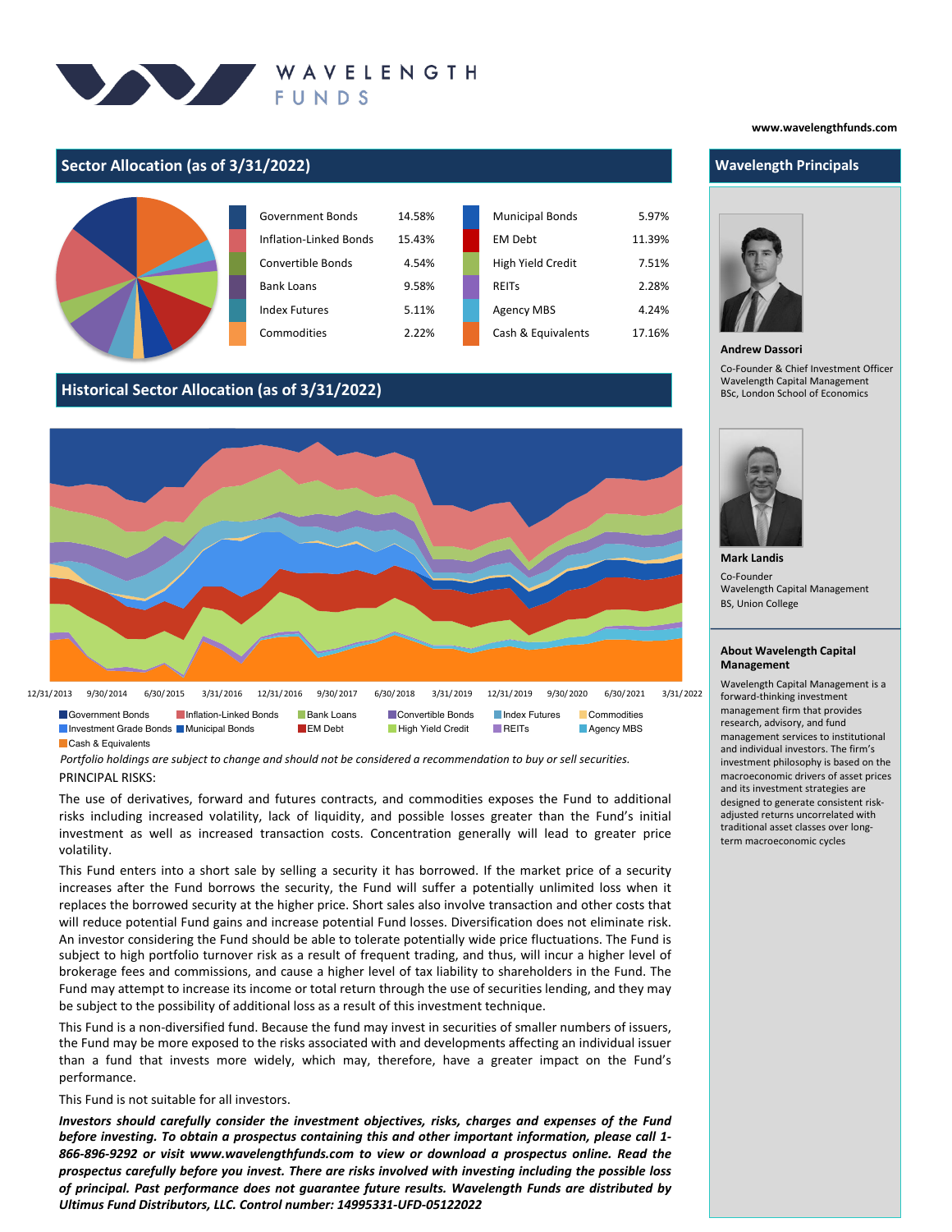www.wavelengthfunds.com

## Sector Allocation (as of 3/31/2022)

| | | | |
|---|---|---|---|
| Government Bonds | 14.58% | Municipal Bonds | 5.97% |
| Inflation-Linked Bonds | 15.43% | EM Debt | 11.39% |
| Convertible Bonds | 4.54% | High Yield Credit | 7.51% |
| Bank Loans | 9.58% | REITs | 2.28% |
| Index Futures | 5.11% | Agency MBS | 4.24% |
| Commodities | 2.22% | Cash & Equivalents | 17.16% |

## Historical Sector Allocation (as of 3/31/2022)

12/31/2013 9/30/2014 6/30/2015 3/31/2016 12/31/2016 9/30/2017 6/30/2018 3/31/2019 12/31/2019 9/30/2020 6/30/2021 3/31/2022

Government Bonds, Inflation-Linked Bonds, Bank Loans, Convertible Bonds, Index Futures, Commodities, Investment Grade Bonds, Municipal Bonds, EM Debt, High Yield Credit, REITs, Agency MBS, Cash & Equivalents

*Portfolio holdings are subject to change and should not be considered a recommendation to buy or sell securities.*

PRINCIPAL RISKS:

The use of derivatives, forward and futures contracts, and commodities exposes the Fund to additional risks including increased volatility, lack of liquidity, and possible losses greater than the Fund's initial investment as well as increased transaction costs. Concentration generally will lead to greater price volatility.

This Fund enters into a short sale by selling a security it has borrowed. If the market price of a security increases after the Fund borrows the security, the Fund will suffer a potentially unlimited loss when it replaces the borrowed security at the higher price. Short sales also involve transaction and other costs that will reduce potential Fund gains and increase potential Fund losses. Diversification does not eliminate risk. An investor considering the Fund should be able to tolerate potentially wide price fluctuations. The Fund is subject to high portfolio turnover risk as a result of frequent trading, and thus, will incur a higher level of brokerage fees and commissions, and cause a higher level of tax liability to shareholders in the Fund. The Fund may attempt to increase its income or total return through the use of securities lending, and they may be subject to the possibility of additional loss as a result of this investment technique.

This Fund is a non-diversified fund. Because the fund may invest in securities of smaller numbers of issuers, the Fund may be more exposed to the risks associated with and developments affecting an individual issuer than a fund that invests more widely, which may, therefore, have a greater impact on the Fund's performance.

This Fund is not suitable for all investors.

***Investors should carefully consider the investment objectives, risks, charges and expenses of the Fund before investing. To obtain a prospectus containing this and other important information, please call 1-866-896-9292 or visit www.wavelengthfunds.com to view or download a prospectus online. Read the prospectus carefully before you invest. There are risks involved with investing including the possible loss of principal. Past performance does not guarantee future results. Wavelength Funds are distributed by Ultimus Fund Distributors, LLC. Control number: 14995331-UFD-05122022***

## Wavelength Principals

**Andrew Dassori**
Co-Founder & Chief Investment Officer
Wavelength Capital Management
BSc, London School of Economics

**Mark Landis**
Co-Founder
Wavelength Capital Management
BS, Union College

### About Wavelength Capital Management

Wavelength Capital Management is a forward-thinking investment management firm that provides research, advisory, and fund management services to institutional and individual investors. The firm's investment philosophy is based on the macroeconomic drivers of asset prices and its investment strategies are designed to generate consistent risk-adjusted returns uncorrelated with traditional asset classes over long-term macroeconomic cycles